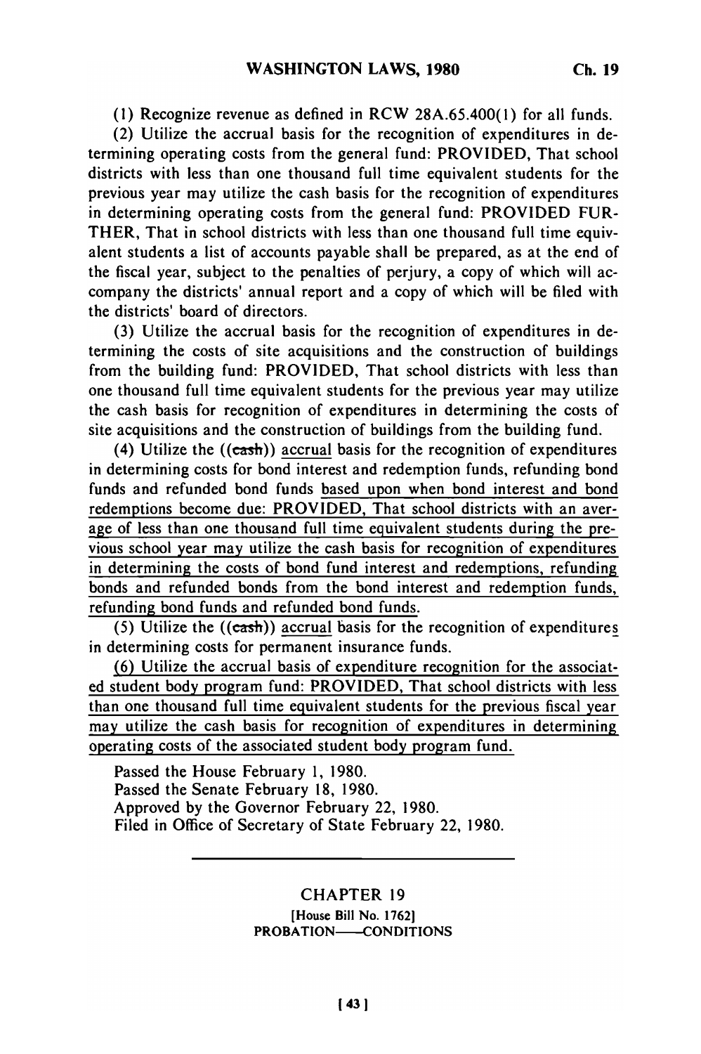(1) Recognize revenue as defined in RCW 28A.65.400(1) for all funds.

(2) Utilize the accrual basis for the recognition of expenditures in determining operating costs from the general fund: PROVIDED, That school districts with less than one thousand full time equivalent students for the previous year may utilize the cash basis for the recognition of expenditures in determining operating costs from the general fund: PROVIDED FURTHER, That in school districts with less than one thousand full time equivalent students a list of accounts payable shall be prepared, as at the end of the fiscal year, subject to the penalties of perjury, a copy of which will accompany the districts' annual report and a copy of which will be filed with the districts' board of directors.

(3) Utilize the accrual basis for the recognition of expenditures in determining the costs of site acquisitions and the construction of buildings from the building fund: PROVIDED, That school districts with less than one thousand full time equivalent students for the previous year may utilize the cash basis for recognition of expenditures in determining the costs of site acquisitions and the construction of buildings from the building fund.

(4) Utilize the ((~~cash~~)) accrual basis for the recognition of expenditures in determining costs for bond interest and redemption funds, refunding bond funds and refunded bond funds based upon when bond interest and bond redemptions become due: PROVIDED, That school districts with an average of less than one thousand full time equivalent students during the previous school year may utilize the cash basis for recognition of expenditures in determining the costs of bond fund interest and redemptions, refunding bonds and refunded bonds from the bond interest and redemption funds, refunding bond funds and refunded bond funds.

(5) Utilize the ((~~cash~~)) accrual basis for the recognition of expenditures in determining costs for permanent insurance funds.

(6) Utilize the accrual basis of expenditure recognition for the associated student body program fund: PROVIDED, That school districts with less than one thousand full time equivalent students for the previous fiscal year may utilize the cash basis for recognition of expenditures in determining operating costs of the associated student body program fund.

Passed the House February 1, 1980.
Passed the Senate February 18, 1980.
Approved by the Governor February 22, 1980.
Filed in Office of Secretary of State February 22, 1980.

---

## CHAPTER 19

[House Bill No. 1762]

PROBATION—CONDITIONS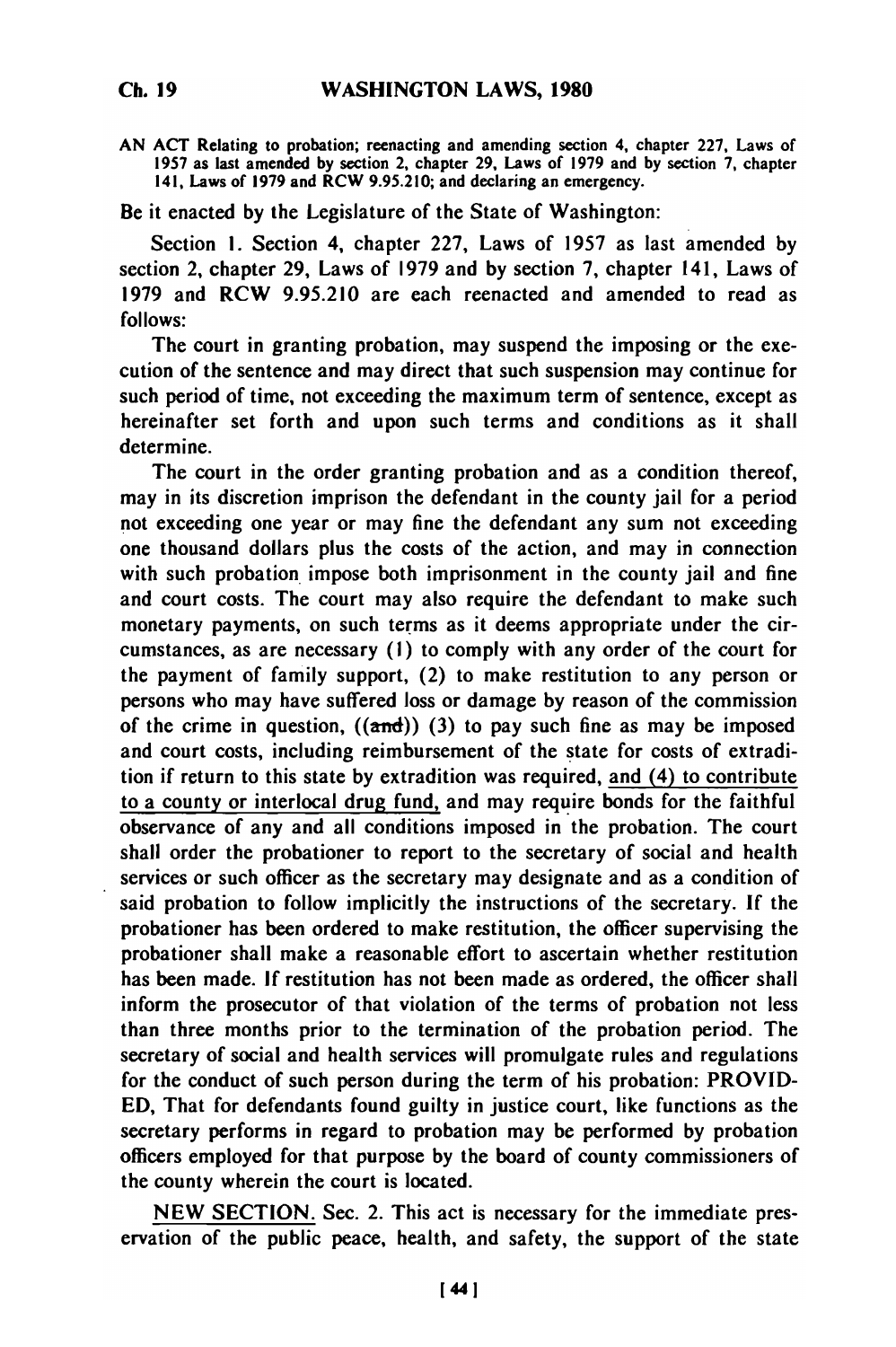AN ACT Relating to probation; reenacting and amending section 4, chapter 227, Laws of 1957 as last amended by section 2, chapter 29, Laws of 1979 and by section 7, chapter 141, Laws of 1979 and RCW 9.95.210; and declaring an emergency.

Be it enacted by the Legislature of the State of Washington:

Section 1. Section 4, chapter 227, Laws of 1957 as last amended by section 2, chapter 29, Laws of 1979 and by section 7, chapter 141, Laws of 1979 and RCW 9.95.210 are each reenacted and amended to read as follows:

The court in granting probation, may suspend the imposing or the execution of the sentence and may direct that such suspension may continue for such period of time, not exceeding the maximum term of sentence, except as hereinafter set forth and upon such terms and conditions as it shall determine.

The court in the order granting probation and as a condition thereof, may in its discretion imprison the defendant in the county jail for a period not exceeding one year or may fine the defendant any sum not exceeding one thousand dollars plus the costs of the action, and may in connection with such probation impose both imprisonment in the county jail and fine and court costs. The court may also require the defendant to make such monetary payments, on such terms as it deems appropriate under the circumstances, as are necessary (1) to comply with any order of the court for the payment of family support, (2) to make restitution to any person or persons who may have suffered loss or damage by reason of the commission of the crime in question, ((~~and~~)) (3) to pay such fine as may be imposed and court costs, including reimbursement of the state for costs of extradition if return to this state by extradition was required, <u>and (4) to contribute to a county or interlocal drug fund,</u> and may require bonds for the faithful observance of any and all conditions imposed in the probation. The court shall order the probationer to report to the secretary of social and health services or such officer as the secretary may designate and as a condition of said probation to follow implicitly the instructions of the secretary. If the probationer has been ordered to make restitution, the officer supervising the probationer shall make a reasonable effort to ascertain whether restitution has been made. If restitution has not been made as ordered, the officer shall inform the prosecutor of that violation of the terms of probation not less than three months prior to the termination of the probation period. The secretary of social and health services will promulgate rules and regulations for the conduct of such person during the term of his probation: PROVIDED, That for defendants found guilty in justice court, like functions as the secretary performs in regard to probation may be performed by probation officers employed for that purpose by the board of county commissioners of the county wherein the court is located.

<u>NEW SECTION.</u> Sec. 2. This act is necessary for the immediate preservation of the public peace, health, and safety, the support of the state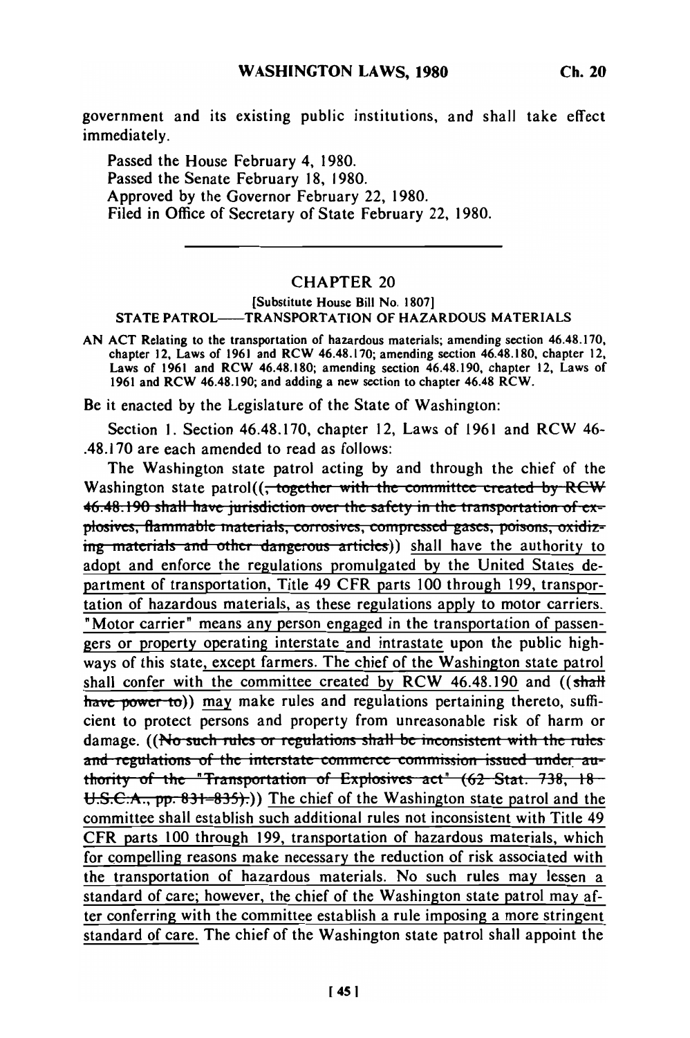government and its existing public institutions, and shall take effect immediately.

Passed the House February 4, 1980.
Passed the Senate February 18, 1980.
Approved by the Governor February 22, 1980.
Filed in Office of Secretary of State February 22, 1980.

---

## CHAPTER 20

[Substitute House Bill No. 1807]

STATE PATROL——TRANSPORTATION OF HAZARDOUS MATERIALS

AN ACT Relating to the transportation of hazardous materials; amending section 46.48.170, chapter 12, Laws of 1961 and RCW 46.48.170; amending section 46.48.180, chapter 12, Laws of 1961 and RCW 46.48.180; amending section 46.48.190, chapter 12, Laws of 1961 and RCW 46.48.190; and adding a new section to chapter 46.48 RCW.

Be it enacted by the Legislature of the State of Washington:

Section 1. Section 46.48.170, chapter 12, Laws of 1961 and RCW 46-.48.170 are each amended to read as follows:

The Washington state patrol acting by and through the chief of the Washington state patrol((~~, together with the committee created by RCW 46.48.190 shall have jurisdiction over the safety in the transportation of explosives, flammable materials, corrosives, compressed gases, poisons, oxidizing materials and other dangerous articles~~)) shall have the authority to adopt and enforce the regulations promulgated by the United States department of transportation, Title 49 CFR parts 100 through 199, transportation of hazardous materials, as these regulations apply to motor carriers. "Motor carrier" means any person engaged in the transportation of passengers or property operating interstate and intrastate upon the public highways of this state, except farmers. The chief of the Washington state patrol shall confer with the committee created by RCW 46.48.190 and ((~~shall have power to~~)) may make rules and regulations pertaining thereto, sufficient to protect persons and property from unreasonable risk of harm or damage. ((~~No such rules or regulations shall be inconsistent with the rules and regulations of the interstate commerce commission issued under authority of the "Transportation of Explosives act" (62 Stat. 738, 18 U.S.C.A., pp. 831–835).~~)) The chief of the Washington state patrol and the committee shall establish such additional rules not inconsistent with Title 49 CFR parts 100 through 199, transportation of hazardous materials, which for compelling reasons make necessary the reduction of risk associated with the transportation of hazardous materials. No such rules may lessen a standard of care; however, the chief of the Washington state patrol may after conferring with the committee establish a rule imposing a more stringent standard of care. The chief of the Washington state patrol shall appoint the